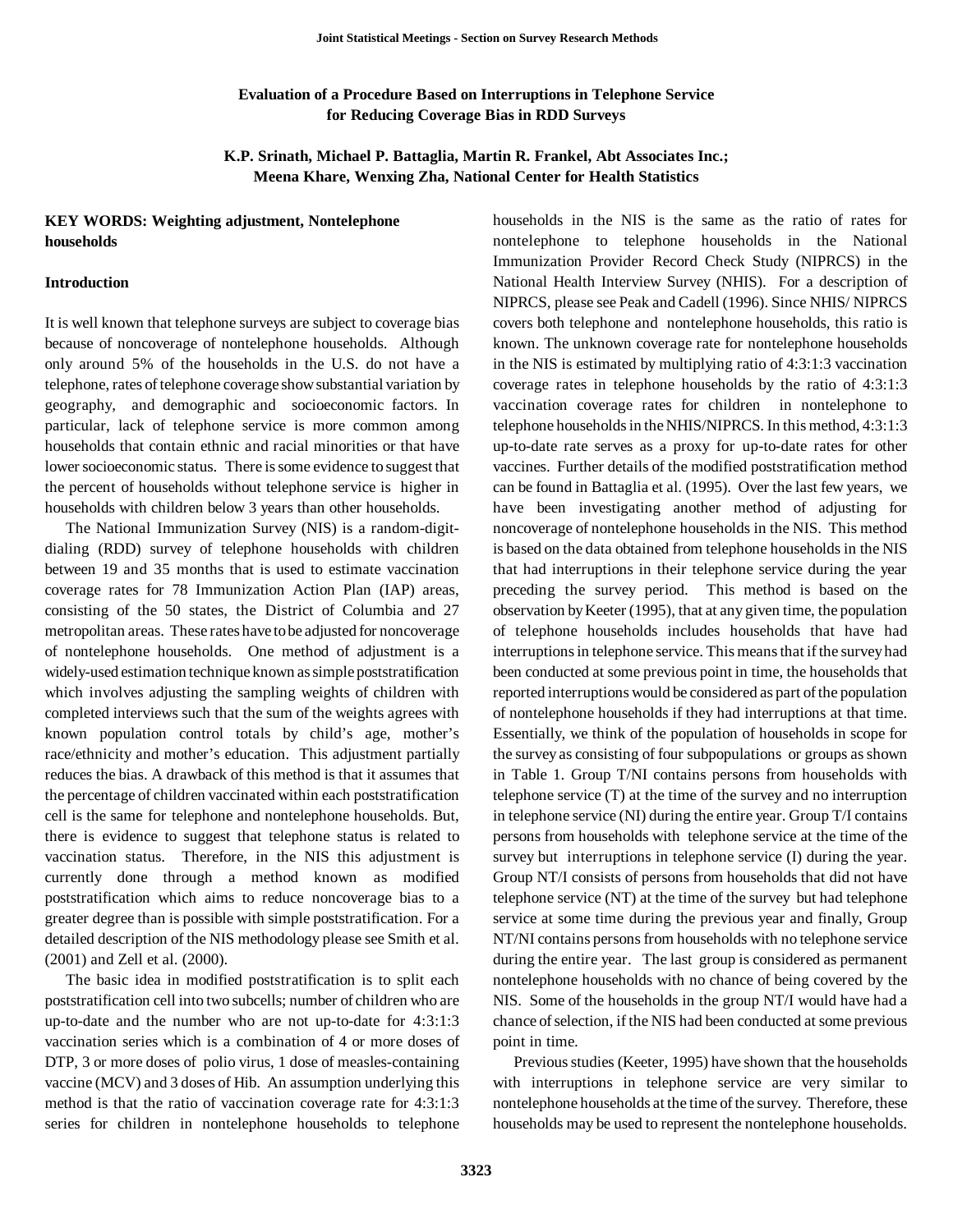# Evaluation of a Procedure Based on Interruptions in Telephone Service for Reducing Coverage Bias in RDD Surveys

**K.P. Srinath, Michael P. Battaglia, Martin R. Frankel, Abt Associates Inc.; Meena Khare, Wenxing Zha, National Center for Health Statistics**

**KEY WORDS: Weighting adjustment, Nontelephone households**

## Introduction

It is well known that telephone surveys are subject to coverage bias because of noncoverage of nontelephone households. Although only around 5% of the households in the U.S. do not have a telephone, rates of telephone coverage show substantial variation by geography, and demographic and socioeconomic factors. In particular, lack of telephone service is more common among households that contain ethnic and racial minorities or that have lower socioeconomic status. There is some evidence to suggest that the percent of households without telephone service is higher in households with children below 3 years than other households.

The National Immunization Survey (NIS) is a random-digit-dialing (RDD) survey of telephone households with children between 19 and 35 months that is used to estimate vaccination coverage rates for 78 Immunization Action Plan (IAP) areas, consisting of the 50 states, the District of Columbia and 27 metropolitan areas. These rates have to be adjusted for noncoverage of nontelephone households. One method of adjustment is a widely-used estimation technique known as simple poststratification which involves adjusting the sampling weights of children with completed interviews such that the sum of the weights agrees with known population control totals by child's age, mother's race/ethnicity and mother's education. This adjustment partially reduces the bias. A drawback of this method is that it assumes that the percentage of children vaccinated within each poststratification cell is the same for telephone and nontelephone households. But, there is evidence to suggest that telephone status is related to vaccination status. Therefore, in the NIS this adjustment is currently done through a method known as modified poststratification which aims to reduce noncoverage bias to a greater degree than is possible with simple poststratification. For a detailed description of the NIS methodology please see Smith et al. (2001) and Zell et al. (2000).

The basic idea in modified poststratification is to split each poststratification cell into two subcells; number of children who are up-to-date and the number who are not up-to-date for 4:3:1:3 vaccination series which is a combination of 4 or more doses of DTP, 3 or more doses of polio virus, 1 dose of measles-containing vaccine (MCV) and 3 doses of Hib. An assumption underlying this method is that the ratio of vaccination coverage rate for 4:3:1:3 series for children in nontelephone households to telephone households in the NIS is the same as the ratio of rates for nontelephone to telephone households in the National Immunization Provider Record Check Study (NIPRCS) in the National Health Interview Survey (NHIS). For a description of NIPRCS, please see Peak and Cadell (1996). Since NHIS/ NIPRCS covers both telephone and nontelephone households, this ratio is known. The unknown coverage rate for nontelephone households in the NIS is estimated by multiplying ratio of 4:3:1:3 vaccination coverage rates in telephone households by the ratio of 4:3:1:3 vaccination coverage rates for children in nontelephone to telephone households in the NHIS/NIPRCS. In this method, 4:3:1:3 up-to-date rate serves as a proxy for up-to-date rates for other vaccines. Further details of the modified poststratification method can be found in Battaglia et al. (1995). Over the last few years, we have been investigating another method of adjusting for noncoverage of nontelephone households in the NIS. This method is based on the data obtained from telephone households in the NIS that had interruptions in their telephone service during the year preceding the survey period. This method is based on the observation by Keeter (1995), that at any given time, the population of telephone households includes households that have had interruptions in telephone service. This means that if the survey had been conducted at some previous point in time, the households that reported interruptions would be considered as part of the population of nontelephone households if they had interruptions at that time. Essentially, we think of the population of households in scope for the survey as consisting of four subpopulations or groups as shown in Table 1. Group T/NI contains persons from households with telephone service (T) at the time of the survey and no interruption in telephone service (NI) during the entire year. Group T/I contains persons from households with telephone service at the time of the survey but interruptions in telephone service (I) during the year. Group NT/I consists of persons from households that did not have telephone service (NT) at the time of the survey but had telephone service at some time during the previous year and finally, Group NT/NI contains persons from households with no telephone service during the entire year. The last group is considered as permanent nontelephone households with no chance of being covered by the NIS. Some of the households in the group NT/I would have had a chance of selection, if the NIS had been conducted at some previous point in time.

Previous studies (Keeter, 1995) have shown that the households with interruptions in telephone service are very similar to nontelephone households at the time of the survey. Therefore, these households may be used to represent the nontelephone households.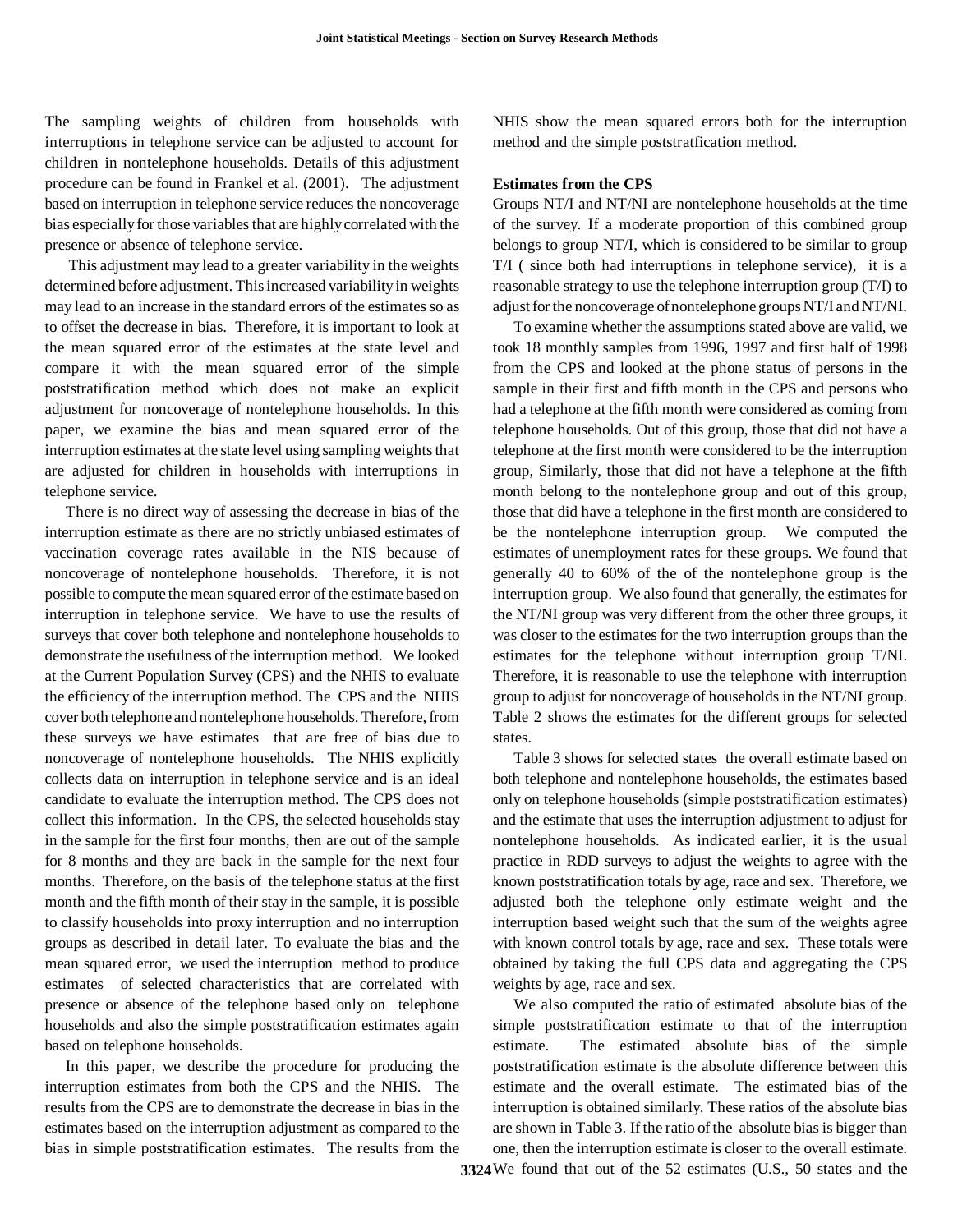The sampling weights of children from households with interruptions in telephone service can be adjusted to account for children in nontelephone households. Details of this adjustment procedure can be found in Frankel et al. (2001). The adjustment based on interruption in telephone service reduces the noncoverage bias especially for those variables that are highly correlated with the presence or absence of telephone service.

This adjustment may lead to a greater variability in the weights determined before adjustment. This increased variability in weights may lead to an increase in the standard errors of the estimates so as to offset the decrease in bias. Therefore, it is important to look at the mean squared error of the estimates at the state level and compare it with the mean squared error of the simple poststratification method which does not make an explicit adjustment for noncoverage of nontelephone households. In this paper, we examine the bias and mean squared error of the interruption estimates at the state level using sampling weights that are adjusted for children in households with interruptions in telephone service.

There is no direct way of assessing the decrease in bias of the interruption estimate as there are no strictly unbiased estimates of vaccination coverage rates available in the NIS because of noncoverage of nontelephone households. Therefore, it is not possible to compute the mean squared error of the estimate based on interruption in telephone service. We have to use the results of surveys that cover both telephone and nontelephone households to demonstrate the usefulness of the interruption method. We looked at the Current Population Survey (CPS) and the NHIS to evaluate the efficiency of the interruption method. The CPS and the NHIS cover both telephone and nontelephone households. Therefore, from these surveys we have estimates that are free of bias due to noncoverage of nontelephone households. The NHIS explicitly collects data on interruption in telephone service and is an ideal candidate to evaluate the interruption method. The CPS does not collect this information. In the CPS, the selected households stay in the sample for the first four months, then are out of the sample for 8 months and they are back in the sample for the next four months. Therefore, on the basis of the telephone status at the first month and the fifth month of their stay in the sample, it is possible to classify households into proxy interruption and no interruption groups as described in detail later. To evaluate the bias and the mean squared error, we used the interruption method to produce estimates of selected characteristics that are correlated with presence or absence of the telephone based only on telephone households and also the simple poststratification estimates again based on telephone households.

In this paper, we describe the procedure for producing the interruption estimates from both the CPS and the NHIS. The results from the CPS are to demonstrate the decrease in bias in the estimates based on the interruption adjustment as compared to the bias in simple poststratification estimates. The results from the NHIS show the mean squared errors both for the interruption method and the simple poststratfication method.

**Estimates from the CPS**

Groups NT/I and NT/NI are nontelephone households at the time of the survey. If a moderate proportion of this combined group belongs to group NT/I, which is considered to be similar to group T/I ( since both had interruptions in telephone service), it is a reasonable strategy to use the telephone interruption group (T/I) to adjust for the noncoverage of nontelephone groups NT/I and NT/NI.

To examine whether the assumptions stated above are valid, we took 18 monthly samples from 1996, 1997 and first half of 1998 from the CPS and looked at the phone status of persons in the sample in their first and fifth month in the CPS and persons who had a telephone at the fifth month were considered as coming from telephone households. Out of this group, those that did not have a telephone at the first month were considered to be the interruption group, Similarly, those that did not have a telephone at the fifth month belong to the nontelephone group and out of this group, those that did have a telephone in the first month are considered to be the nontelephone interruption group. We computed the estimates of unemployment rates for these groups. We found that generally 40 to 60% of the of the nontelephone group is the interruption group. We also found that generally, the estimates for the NT/NI group was very different from the other three groups, it was closer to the estimates for the two interruption groups than the estimates for the telephone without interruption group T/NI. Therefore, it is reasonable to use the telephone with interruption group to adjust for noncoverage of households in the NT/NI group. Table 2 shows the estimates for the different groups for selected states.

Table 3 shows for selected states the overall estimate based on both telephone and nontelephone households, the estimates based only on telephone households (simple poststratification estimates) and the estimate that uses the interruption adjustment to adjust for nontelephone households. As indicated earlier, it is the usual practice in RDD surveys to adjust the weights to agree with the known poststratification totals by age, race and sex. Therefore, we adjusted both the telephone only estimate weight and the interruption based weight such that the sum of the weights agree with known control totals by age, race and sex. These totals were obtained by taking the full CPS data and aggregating the CPS weights by age, race and sex.

We also computed the ratio of estimated absolute bias of the simple poststratification estimate to that of the interruption estimate. The estimated absolute bias of the simple poststratification estimate is the absolute difference between this estimate and the overall estimate. The estimated bias of the interruption is obtained similarly. These ratios of the absolute bias are shown in Table 3. If the ratio of the absolute bias is bigger than one, then the interruption estimate is closer to the overall estimate. We found that out of the 52 estimates (U.S., 50 states and the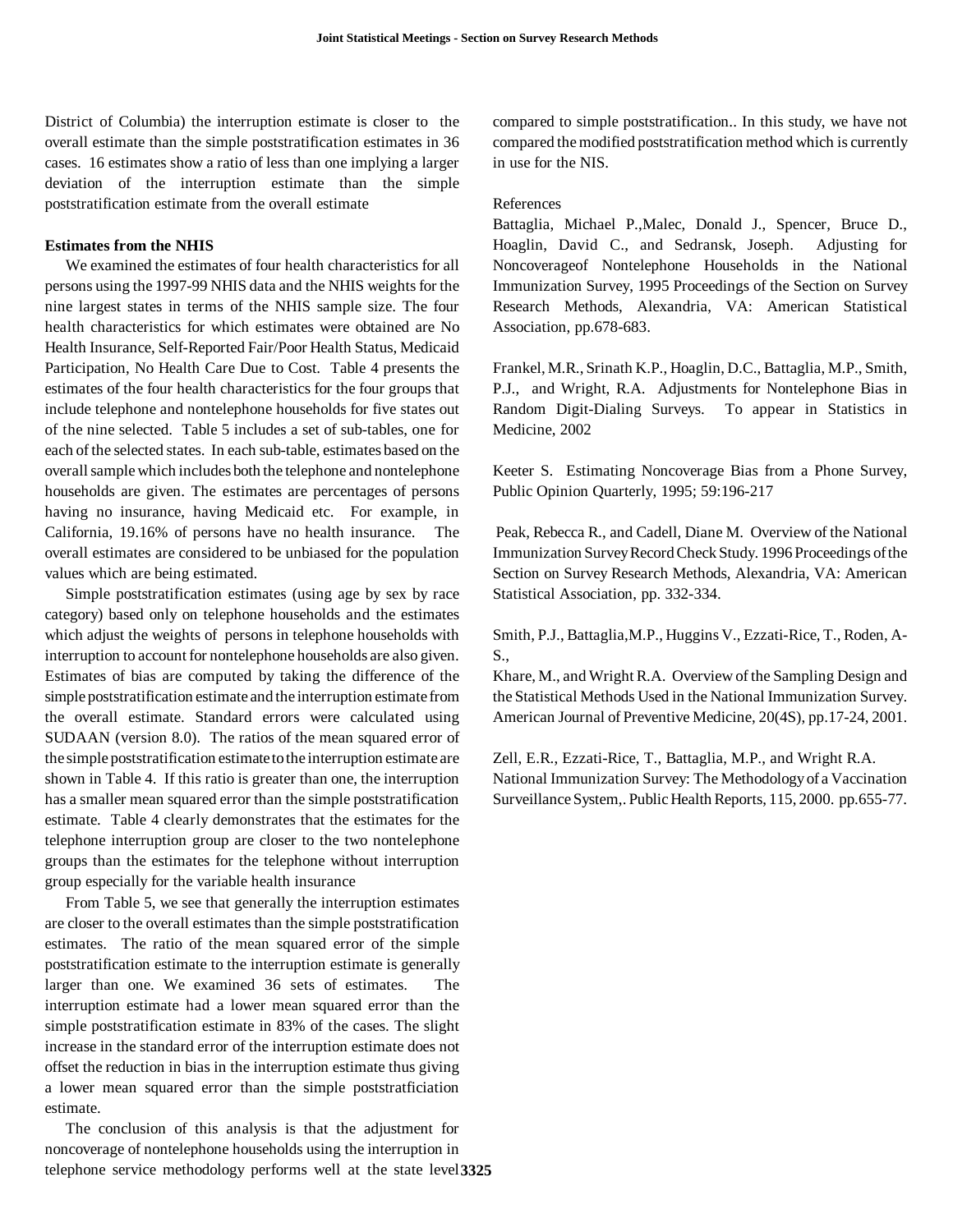District of Columbia) the interruption estimate is closer to the overall estimate than the simple poststratification estimates in 36 cases. 16 estimates show a ratio of less than one implying a larger deviation of the interruption estimate than the simple poststratification estimate from the overall estimate

**Estimates from the NHIS**

We examined the estimates of four health characteristics for all persons using the 1997-99 NHIS data and the NHIS weights for the nine largest states in terms of the NHIS sample size. The four health characteristics for which estimates were obtained are No Health Insurance, Self-Reported Fair/Poor Health Status, Medicaid Participation, No Health Care Due to Cost. Table 4 presents the estimates of the four health characteristics for the four groups that include telephone and nontelephone households for five states out of the nine selected. Table 5 includes a set of sub-tables, one for each of the selected states. In each sub-table, estimates based on the overall sample which includes both the telephone and nontelephone households are given. The estimates are percentages of persons having no insurance, having Medicaid etc. For example, in California, 19.16% of persons have no health insurance. The overall estimates are considered to be unbiased for the population values which are being estimated.

Simple poststratification estimates (using age by sex by race category) based only on telephone households and the estimates which adjust the weights of persons in telephone households with interruption to account for nontelephone households are also given. Estimates of bias are computed by taking the difference of the simple poststratification estimate and the interruption estimate from the overall estimate. Standard errors were calculated using SUDAAN (version 8.0). The ratios of the mean squared error of the simple poststratification estimate to the interruption estimate are shown in Table 4. If this ratio is greater than one, the interruption has a smaller mean squared error than the simple poststratification estimate. Table 4 clearly demonstrates that the estimates for the telephone interruption group are closer to the two nontelephone groups than the estimates for the telephone without interruption group especially for the variable health insurance

From Table 5, we see that generally the interruption estimates are closer to the overall estimates than the simple poststratification estimates. The ratio of the mean squared error of the simple poststratification estimate to the interruption estimate is generally larger than one. We examined 36 sets of estimates. The interruption estimate had a lower mean squared error than the simple poststratification estimate in 83% of the cases. The slight increase in the standard error of the interruption estimate does not offset the reduction in bias in the interruption estimate thus giving a lower mean squared error than the simple poststratficiation estimate.

The conclusion of this analysis is that the adjustment for noncoverage of nontelephone households using the interruption in telephone service methodology performs well at the state level compared to simple poststratification.. In this study, we have not compared the modified poststratification method which is currently in use for the NIS.

References

Battaglia, Michael P.,Malec, Donald J., Spencer, Bruce D., Hoaglin, David C., and Sedransk, Joseph. Adjusting for Noncoverageof Nontelephone Households in the National Immunization Survey, 1995 Proceedings of the Section on Survey Research Methods, Alexandria, VA: American Statistical Association, pp.678-683.

Frankel, M.R., Srinath K.P., Hoaglin, D.C., Battaglia, M.P., Smith, P.J., and Wright, R.A. Adjustments for Nontelephone Bias in Random Digit-Dialing Surveys. To appear in Statistics in Medicine, 2002

Keeter S. Estimating Noncoverage Bias from a Phone Survey, Public Opinion Quarterly, 1995; 59:196-217

Peak, Rebecca R., and Cadell, Diane M. Overview of the National Immunization Survey Record Check Study. 1996 Proceedings of the Section on Survey Research Methods, Alexandria, VA: American Statistical Association, pp. 332-334.

Smith, P.J., Battaglia,M.P., Huggins V., Ezzati-Rice, T., Roden, A-S.,
Khare, M., and Wright R.A. Overview of the Sampling Design and the Statistical Methods Used in the National Immunization Survey. American Journal of Preventive Medicine, 20(4S), pp.17-24, 2001.

Zell, E.R., Ezzati-Rice, T., Battaglia, M.P., and Wright R.A. National Immunization Survey: The Methodology of a Vaccination Surveillance System,. Public Health Reports, 115, 2000. pp.655-77.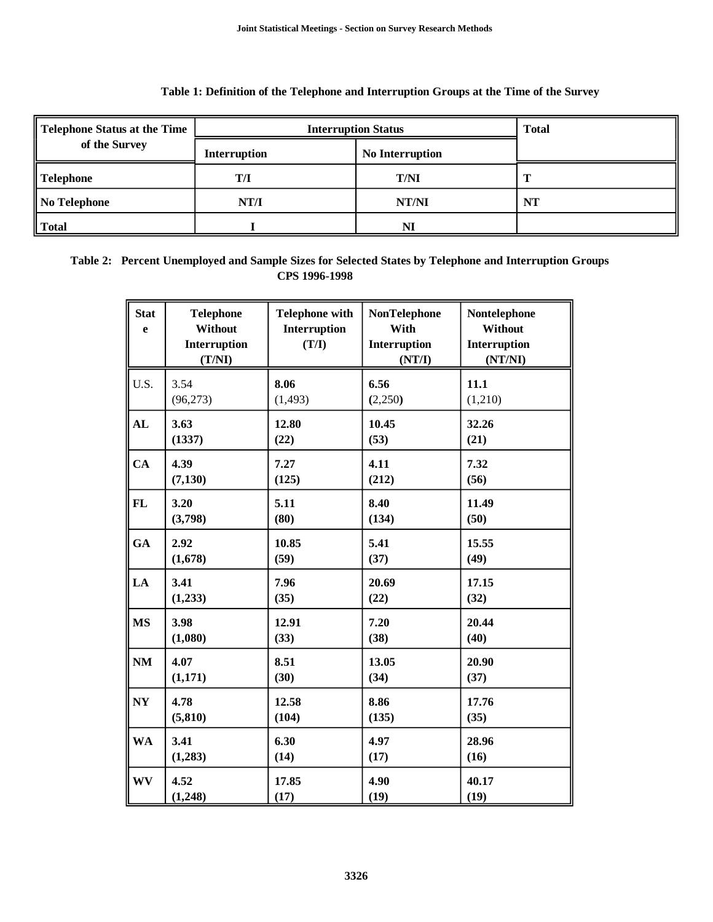**Table 1: Definition of the Telephone and Interruption Groups at the Time of the Survey**

| Telephone Status at the Time of the Survey | Interruption Status | | Total |
|---|---|---|---|
| | Interruption | No Interruption | |
| Telephone | T/I | T/NI | T |
| No Telephone | NT/I | NT/NI | NT |
| Total | I | NI | |

**Table 2: Percent Unemployed and Sample Sizes for Selected States by Telephone and Interruption Groups CPS 1996-1998**

| State | Telephone Without Interruption (T/NI) | Telephone with Interruption (T/I) | NonTelephone With Interruption (NT/I) | Nontelephone Without Interruption (NT/NI) |
|---|---|---|---|---|
| U.S. | 3.54 (96,273) | **8.06** (1,493) | **6.56** (2,250) | **11.1** (1,210) |
| **AL** | **3.63 (1337)** | **12.80 (22)** | **10.45 (53)** | **32.26 (21)** |
| **CA** | **4.39 (7,130)** | **7.27 (125)** | **4.11 (212)** | **7.32 (56)** |
| **FL** | **3.20 (3,798)** | **5.11 (80)** | **8.40 (134)** | **11.49 (50)** |
| **GA** | **2.92 (1,678)** | **10.85 (59)** | **5.41 (37)** | **15.55 (49)** |
| **LA** | **3.41 (1,233)** | **7.96 (35)** | **20.69 (22)** | **17.15 (32)** |
| **MS** | **3.98 (1,080)** | **12.91 (33)** | **7.20 (38)** | **20.44 (40)** |
| **NM** | **4.07 (1,171)** | **8.51 (30)** | **13.05 (34)** | **20.90 (37)** |
| **NY** | **4.78 (5,810)** | **12.58 (104)** | **8.86 (135)** | **17.76 (35)** |
| **WA** | **3.41 (1,283)** | **6.30 (14)** | **4.97 (17)** | **28.96 (16)** |
| **WV** | **4.52 (1,248)** | **17.85 (17)** | **4.90 (19)** | **40.17 (19)** |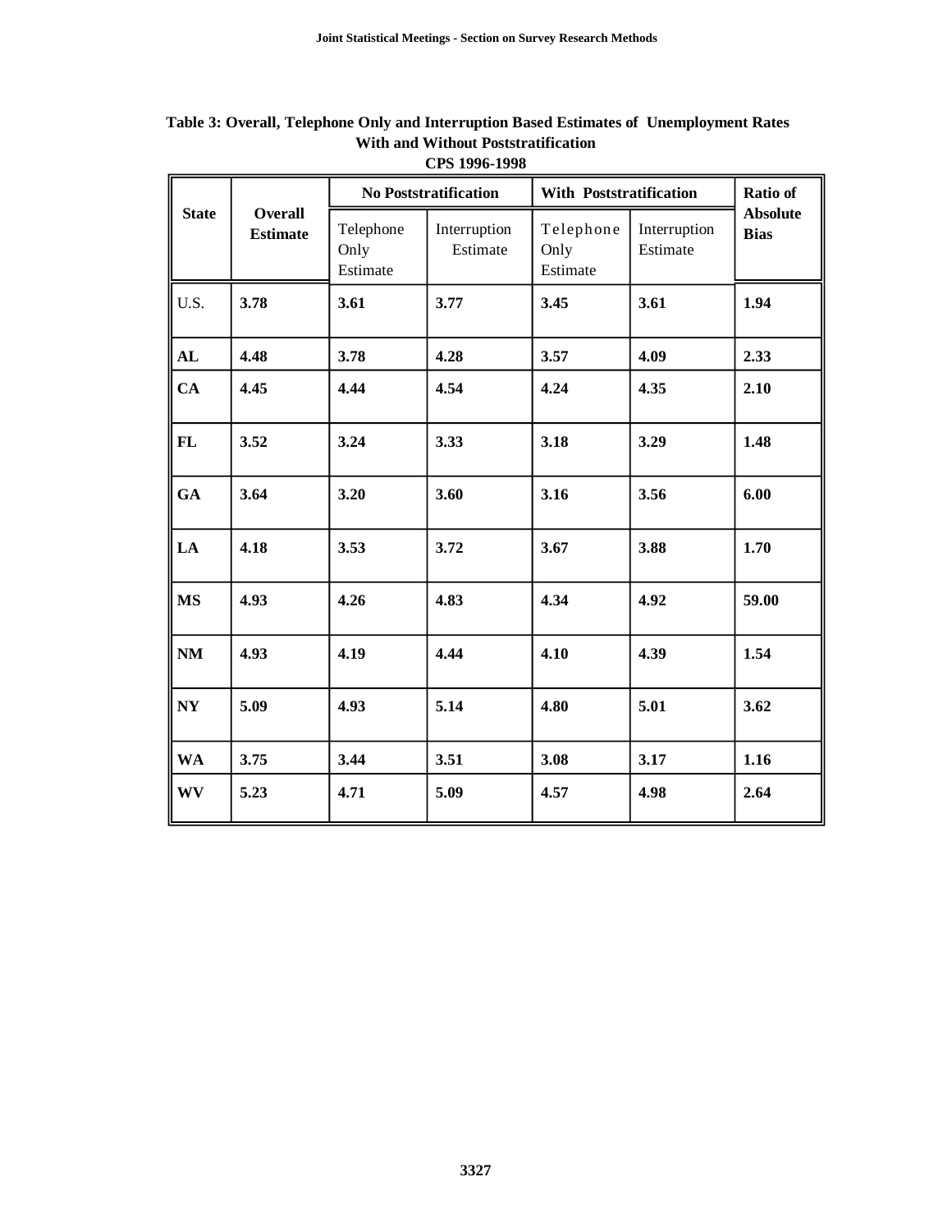**Table 3: Overall, Telephone Only and Interruption Based Estimates of Unemployment Rates With and Without Poststratification CPS 1996-1998**

| State | Overall Estimate | No Poststratification | | With Poststratification | | Ratio of Absolute Bias |
|---|---|---|---|---|---|---|
| | | Telephone Only Estimate | Interruption Estimate | Telephone Only Estimate | Interruption Estimate | |
| U.S. | **3.78** | **3.61** | **3.77** | **3.45** | **3.61** | **1.94** |
| **AL** | **4.48** | **3.78** | **4.28** | **3.57** | **4.09** | **2.33** |
| **CA** | **4.45** | **4.44** | **4.54** | **4.24** | **4.35** | **2.10** |
| **FL** | **3.52** | **3.24** | **3.33** | **3.18** | **3.29** | **1.48** |
| **GA** | **3.64** | **3.20** | **3.60** | **3.16** | **3.56** | **6.00** |
| **LA** | **4.18** | **3.53** | **3.72** | **3.67** | **3.88** | **1.70** |
| **MS** | **4.93** | **4.26** | **4.83** | **4.34** | **4.92** | **59.00** |
| **NM** | **4.93** | **4.19** | **4.44** | **4.10** | **4.39** | **1.54** |
| **NY** | **5.09** | **4.93** | **5.14** | **4.80** | **5.01** | **3.62** |
| **WA** | **3.75** | **3.44** | **3.51** | **3.08** | **3.17** | **1.16** |
| **WV** | **5.23** | **4.71** | **5.09** | **4.57** | **4.98** | **2.64** |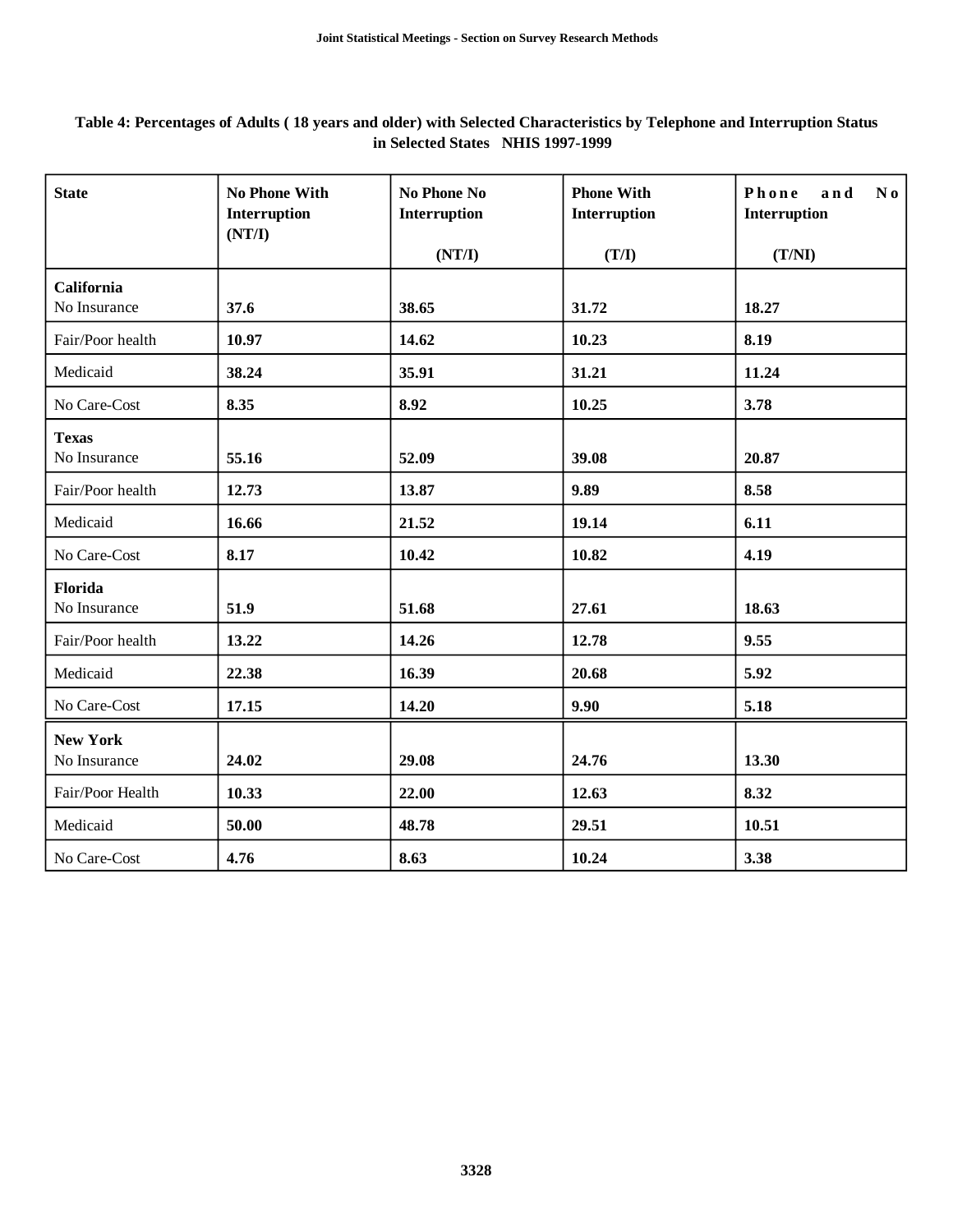**Table 4: Percentages of Adults ( 18 years and older) with Selected Characteristics by Telephone and Interruption Status in Selected States NHIS 1997-1999**

| State | No Phone With Interruption (NT/I) | No Phone No Interruption (NT/I) | Phone With Interruption (T/I) | Phone and No Interruption (T/NI) |
|---|---|---|---|---|
| **California** | | | | |
| No Insurance | **37.6** | **38.65** | **31.72** | **18.27** |
| Fair/Poor health | **10.97** | **14.62** | **10.23** | **8.19** |
| Medicaid | **38.24** | **35.91** | **31.21** | **11.24** |
| No Care-Cost | **8.35** | **8.92** | **10.25** | **3.78** |
| **Texas** | | | | |
| No Insurance | **55.16** | **52.09** | **39.08** | **20.87** |
| Fair/Poor health | **12.73** | **13.87** | **9.89** | **8.58** |
| Medicaid | **16.66** | **21.52** | **19.14** | **6.11** |
| No Care-Cost | **8.17** | **10.42** | **10.82** | **4.19** |
| **Florida** | | | | |
| No Insurance | **51.9** | **51.68** | **27.61** | **18.63** |
| Fair/Poor health | **13.22** | **14.26** | **12.78** | **9.55** |
| Medicaid | **22.38** | **16.39** | **20.68** | **5.92** |
| No Care-Cost | **17.15** | **14.20** | **9.90** | **5.18** |
| **New York** | | | | |
| No Insurance | **24.02** | **29.08** | **24.76** | **13.30** |
| Fair/Poor Health | **10.33** | **22.00** | **12.63** | **8.32** |
| Medicaid | **50.00** | **48.78** | **29.51** | **10.51** |
| No Care-Cost | **4.76** | **8.63** | **10.24** | **3.38** |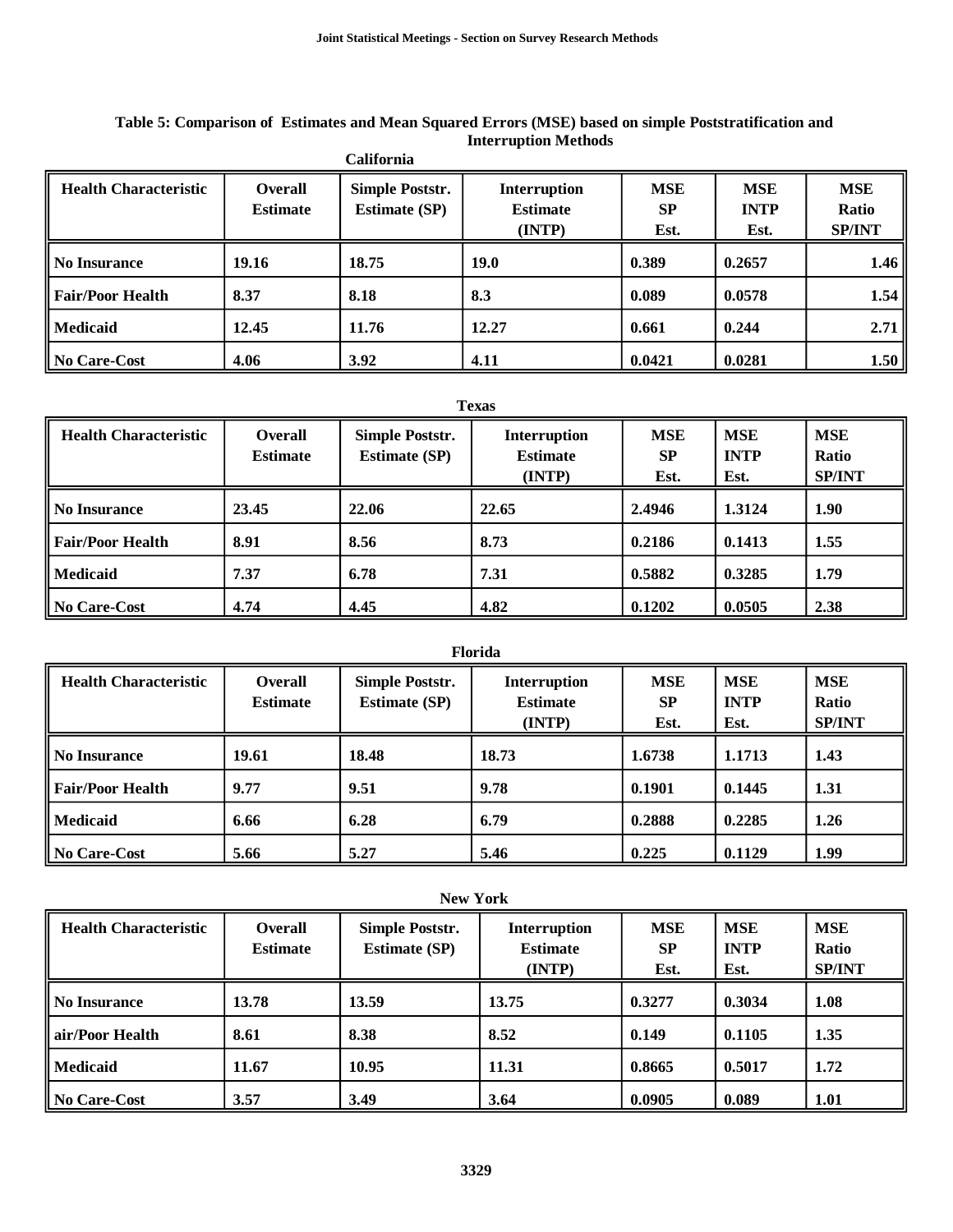**Table 5: Comparison of Estimates and Mean Squared Errors (MSE) based on simple Poststratification and Interruption Methods**

**California**

| Health Characteristic | Overall Estimate | Simple Poststr. Estimate (SP) | Interruption Estimate (INTP) | MSE SP Est. | MSE INTP Est. | MSE Ratio SP/INT |
|---|---|---|---|---|---|---|
| No Insurance | 19.16 | 18.75 | 19.0 | 0.389 | 0.2657 | 1.46 |
| Fair/Poor Health | 8.37 | 8.18 | 8.3 | 0.089 | 0.0578 | 1.54 |
| Medicaid | 12.45 | 11.76 | 12.27 | 0.661 | 0.244 | 2.71 |
| No Care-Cost | 4.06 | 3.92 | 4.11 | 0.0421 | 0.0281 | 1.50 |

**Texas**

| Health Characteristic | Overall Estimate | Simple Poststr. Estimate (SP) | Interruption Estimate (INTP) | MSE SP Est. | MSE INTP Est. | MSE Ratio SP/INT |
|---|---|---|---|---|---|---|
| No Insurance | 23.45 | 22.06 | 22.65 | 2.4946 | 1.3124 | 1.90 |
| Fair/Poor Health | 8.91 | 8.56 | 8.73 | 0.2186 | 0.1413 | 1.55 |
| Medicaid | 7.37 | 6.78 | 7.31 | 0.5882 | 0.3285 | 1.79 |
| No Care-Cost | 4.74 | 4.45 | 4.82 | 0.1202 | 0.0505 | 2.38 |

**Florida**

| Health Characteristic | Overall Estimate | Simple Poststr. Estimate (SP) | Interruption Estimate (INTP) | MSE SP Est. | MSE INTP Est. | MSE Ratio SP/INT |
|---|---|---|---|---|---|---|
| No Insurance | 19.61 | 18.48 | 18.73 | 1.6738 | 1.1713 | 1.43 |
| Fair/Poor Health | 9.77 | 9.51 | 9.78 | 0.1901 | 0.1445 | 1.31 |
| Medicaid | 6.66 | 6.28 | 6.79 | 0.2888 | 0.2285 | 1.26 |
| No Care-Cost | 5.66 | 5.27 | 5.46 | 0.225 | 0.1129 | 1.99 |

**New York**

| Health Characteristic | Overall Estimate | Simple Poststr. Estimate (SP) | Interruption Estimate (INTP) | MSE SP Est. | MSE INTP Est. | MSE Ratio SP/INT |
|---|---|---|---|---|---|---|
| No Insurance | 13.78 | 13.59 | 13.75 | 0.3277 | 0.3034 | 1.08 |
| air/Poor Health | 8.61 | 8.38 | 8.52 | 0.149 | 0.1105 | 1.35 |
| Medicaid | 11.67 | 10.95 | 11.31 | 0.8665 | 0.5017 | 1.72 |
| No Care-Cost | 3.57 | 3.49 | 3.64 | 0.0905 | 0.089 | 1.01 |